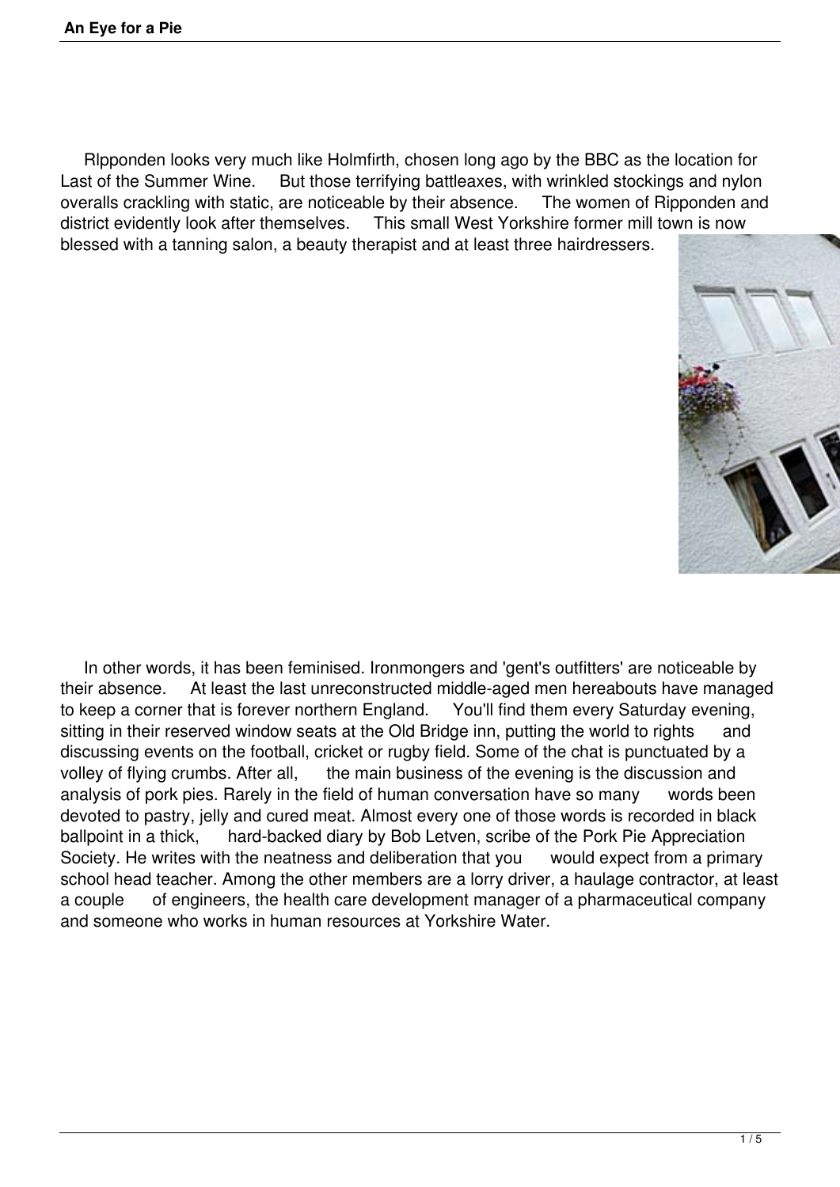Rlpponden looks very much like Holmfirth, chosen long ago by the BBC as the location for Last of the Summer Wine. But those terrifying battleaxes, with wrinkled stockings and nylon overalls crackling with static, are noticeable by their absence. The women of Ripponden and district evidently look after themselves. This small West Yorkshire former mill town is now blessed with a tanning salon, a beauty therapist and at least three hairdressers.

In other words, it has been feminised. Ironmongers and 'gent's outfitters' are noticeable by their absence. At least the last unreconstructed middle-aged men hereabouts have managed to keep a corner that is forever northern England. You'll find them every Saturday evening, sitting in their reserved window seats at the Old Bridge inn, putting the world to rights and discussing events on the football, cricket or rugby field. Some of the chat is punctuated by a volley of flying crumbs. After all, the main business of the evening is the discussion and analysis of pork pies. Rarely in the field of human conversation have so many words been devoted to pastry, jelly and cured meat. Almost every one of those words is recorded in black ballpoint in a thick, hard-backed diary by Bob Letven, scribe of the Pork Pie Appreciation Society. He writes with the neatness and deliberation that you would expect from a primary school head teacher. Among the other members are a lorry driver, a haulage contractor, at least a couple of engineers, the health care development manager of a pharmaceutical company and someone who works in human resources at Yorkshire Water.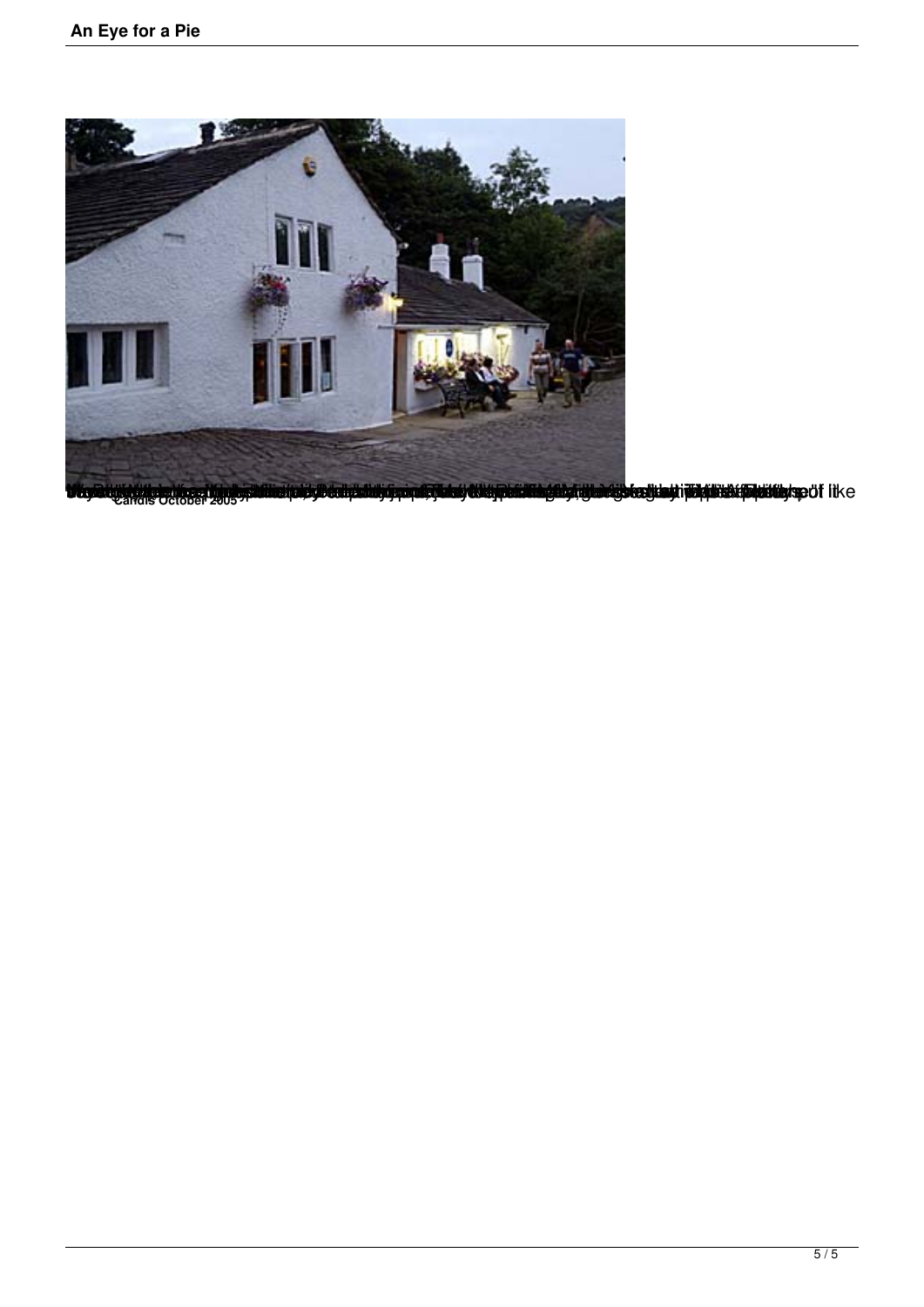Candis October 2005